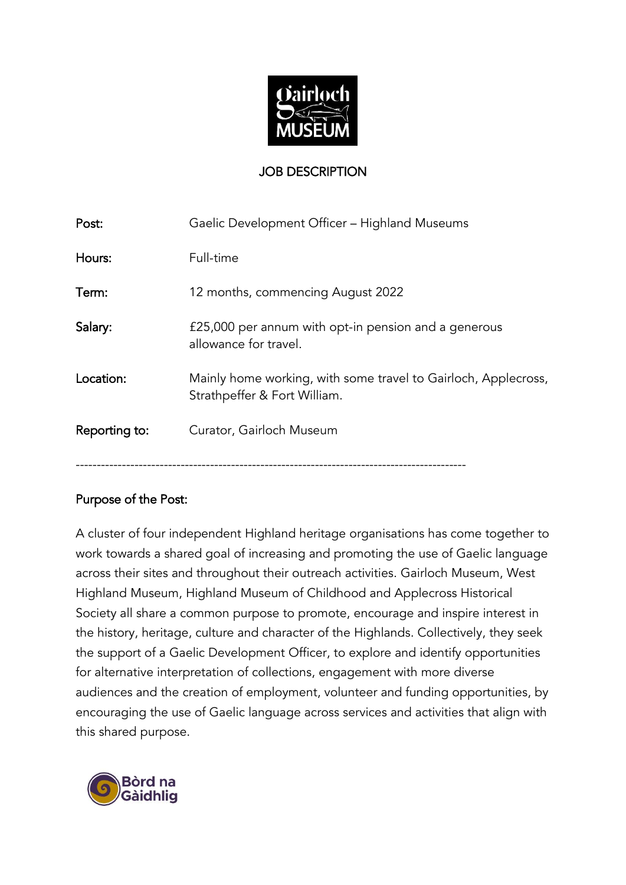# JOB DESCRIPTION

| | |
|---|---|
| **Post:** | Gaelic Development Officer – Highland Museums |
| **Hours:** | Full-time |
| **Term:** | 12 months, commencing August 2022 |
| **Salary:** | £25,000 per annum with opt-in pension and a generous allowance for travel. |
| **Location:** | Mainly home working, with some travel to Gairloch, Applecross, Strathpeffer & Fort William. |
| **Reporting to:** | Curator, Gairloch Museum |

---

## Purpose of the Post:

A cluster of four independent Highland heritage organisations has come together to work towards a shared goal of increasing and promoting the use of Gaelic language across their sites and throughout their outreach activities. Gairloch Museum, West Highland Museum, Highland Museum of Childhood and Applecross Historical Society all share a common purpose to promote, encourage and inspire interest in the history, heritage, culture and character of the Highlands. Collectively, they seek the support of a Gaelic Development Officer, to explore and identify opportunities for alternative interpretation of collections, engagement with more diverse audiences and the creation of employment, volunteer and funding opportunities, by encouraging the use of Gaelic language across services and activities that align with this shared purpose.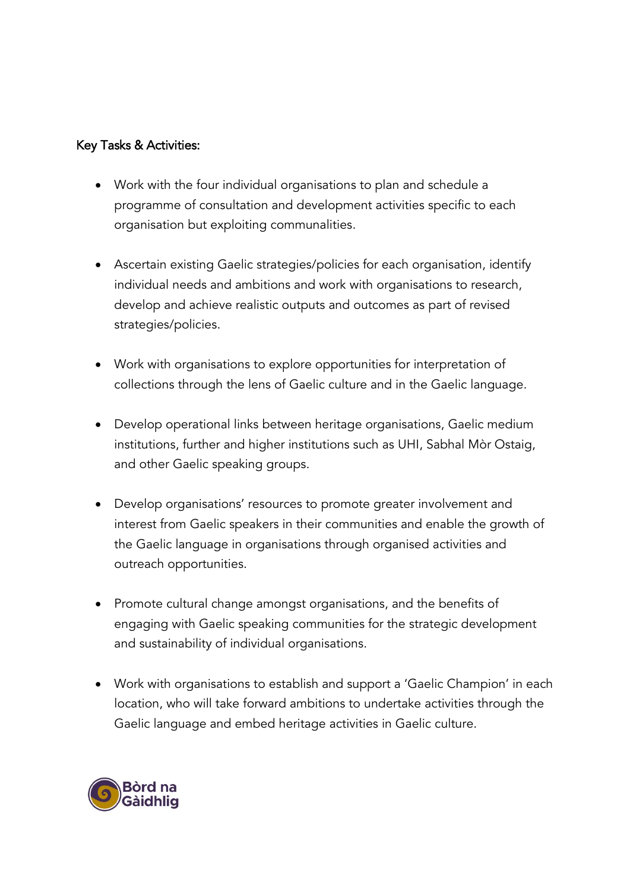Key Tasks & Activities:

- Work with the four individual organisations to plan and schedule a programme of consultation and development activities specific to each organisation but exploiting communalities.
- Ascertain existing Gaelic strategies/policies for each organisation, identify individual needs and ambitions and work with organisations to research, develop and achieve realistic outputs and outcomes as part of revised strategies/policies.
- Work with organisations to explore opportunities for interpretation of collections through the lens of Gaelic culture and in the Gaelic language.
- Develop operational links between heritage organisations, Gaelic medium institutions, further and higher institutions such as UHI, Sabhal Mòr Ostaig, and other Gaelic speaking groups.
- Develop organisations' resources to promote greater involvement and interest from Gaelic speakers in their communities and enable the growth of the Gaelic language in organisations through organised activities and outreach opportunities.
- Promote cultural change amongst organisations, and the benefits of engaging with Gaelic speaking communities for the strategic development and sustainability of individual organisations.
- Work with organisations to establish and support a 'Gaelic Champion' in each location, who will take forward ambitions to undertake activities through the Gaelic language and embed heritage activities in Gaelic culture.

Bòrd na Gàidhlig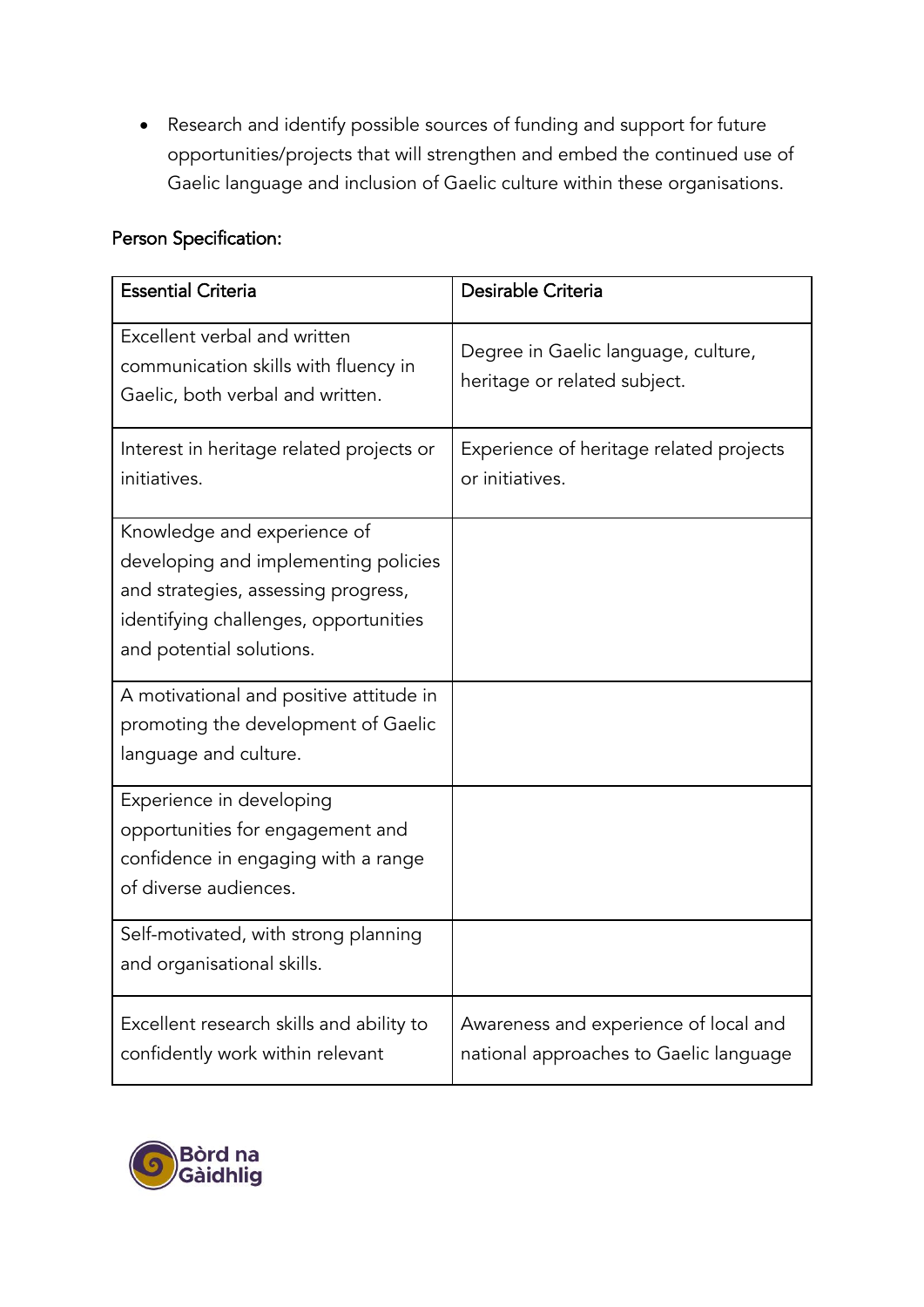- Research and identify possible sources of funding and support for future opportunities/projects that will strengthen and embed the continued use of Gaelic language and inclusion of Gaelic culture within these organisations.

Person Specification:

| Essential Criteria | Desirable Criteria |
|---|---|
| Excellent verbal and written communication skills with fluency in Gaelic, both verbal and written. | Degree in Gaelic language, culture, heritage or related subject. |
| Interest in heritage related projects or initiatives. | Experience of heritage related projects or initiatives. |
| Knowledge and experience of developing and implementing policies and strategies, assessing progress, identifying challenges, opportunities and potential solutions. | |
| A motivational and positive attitude in promoting the development of Gaelic language and culture. | |
| Experience in developing opportunities for engagement and confidence in engaging with a range of diverse audiences. | |
| Self-motivated, with strong planning and organisational skills. | |
| Excellent research skills and ability to confidently work within relevant | Awareness and experience of local and national approaches to Gaelic language |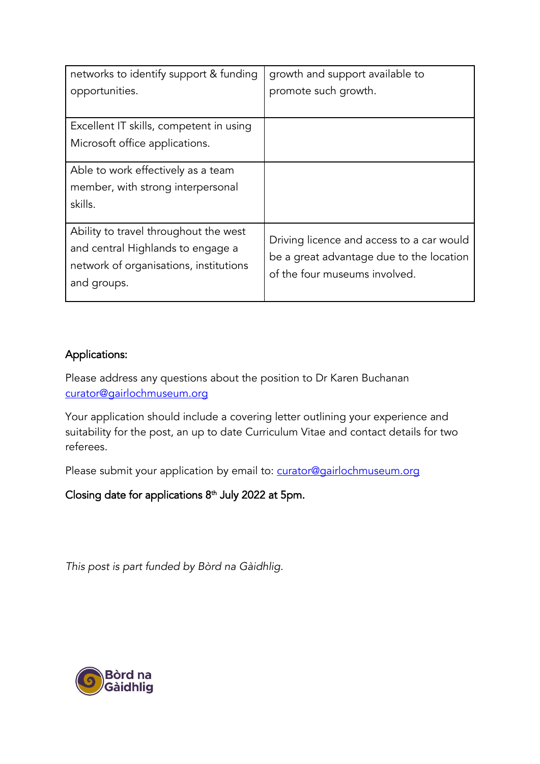| | |
|---|---|
| networks to identify support & funding opportunities. | growth and support available to promote such growth. |
| Excellent IT skills, competent in using Microsoft office applications. | |
| Able to work effectively as a team member, with strong interpersonal skills. | |
| Ability to travel throughout the west and central Highlands to engage a network of organisations, institutions and groups. | Driving licence and access to a car would be a great advantage due to the location of the four museums involved. |

## Applications:

Please address any questions about the position to Dr Karen Buchanan curator@gairlochmuseum.org

Your application should include a covering letter outlining your experience and suitability for the post, an up to date Curriculum Vitae and contact details for two referees.

Please submit your application by email to: curator@gairlochmuseum.org

Closing date for applications 8th July 2022 at 5pm.

*This post is part funded by Bòrd na Gàidhlig.*

Bòrd na Gàidhlig